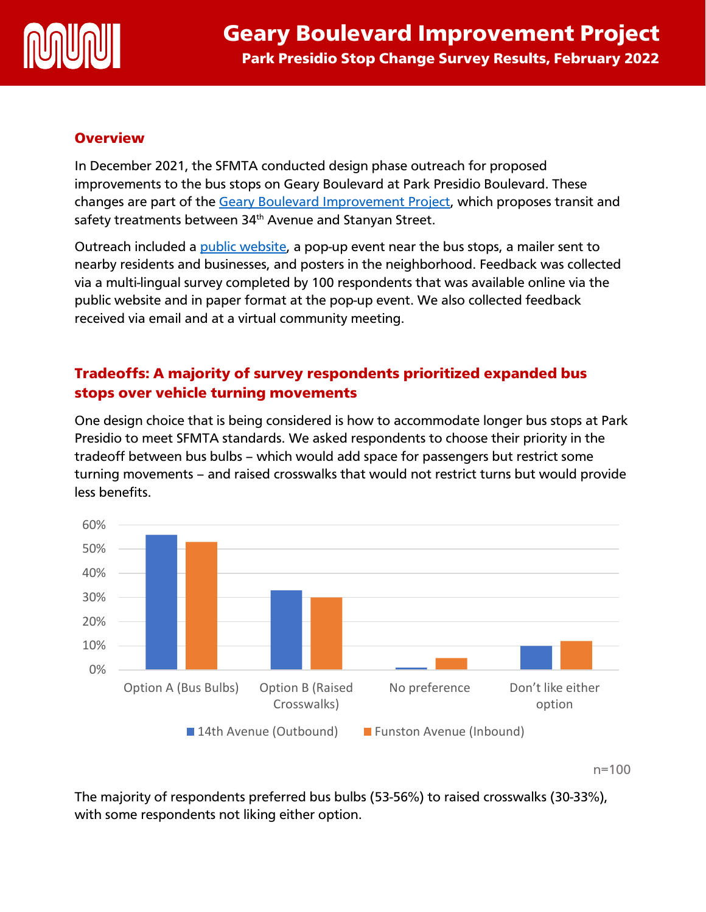# Geary Boulevard Improvement Project

## Park Presidio Stop Change Survey Results, February 2022

### Overview

In December 2021, the SFMTA conducted design phase outreach for proposed improvements to the bus stops on Geary Boulevard at Park Presidio Boulevard. These changes are part of the Geary Boulevard Improvement Project, which proposes transit and safety treatments between 34th Avenue and Stanyan Street.

Outreach included a public website, a pop-up event near the bus stops, a mailer sent to nearby residents and businesses, and posters in the neighborhood. Feedback was collected via a multi-lingual survey completed by 100 respondents that was available online via the public website and in paper format at the pop-up event. We also collected feedback received via email and at a virtual community meeting.

### Tradeoffs: A majority of survey respondents prioritized expanded bus stops over vehicle turning movements

One design choice that is being considered is how to accommodate longer bus stops at Park Presidio to meet SFMTA standards. We asked respondents to choose their priority in the tradeoff between bus bulbs – which would add space for passengers but restrict some turning movements – and raised crosswalks that would not restrict turns but would provide less benefits.

| | 14th Avenue (Outbound) | Funston Avenue (Inbound) |
|---|---|---|
| Option A (Bus Bulbs) | 56% | 53% |
| Option B (Raised Crosswalks) | 33% | 30% |
| No preference | 1% | 5% |
| Don't like either option | 10% | 12% |

n=100

The majority of respondents preferred bus bulbs (53-56%) to raised crosswalks (30-33%), with some respondents not liking either option.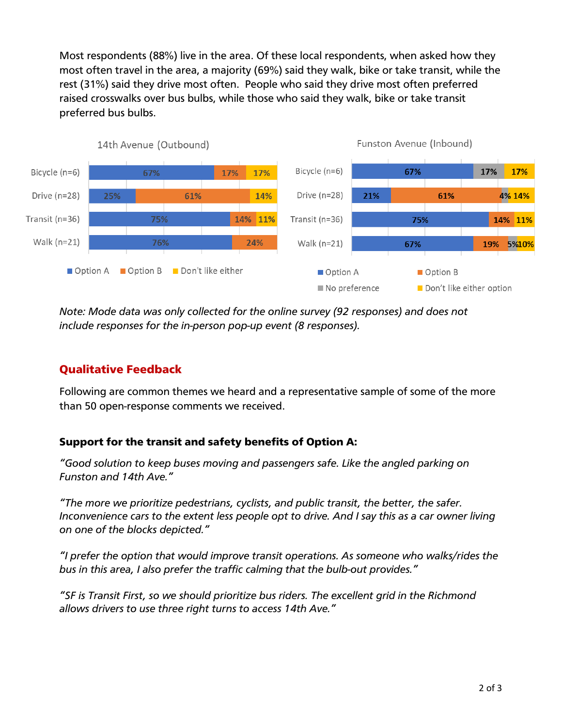Most respondents (88%) live in the area. Of these local respondents, when asked how they most often travel in the area, a majority (69%) said they walk, bike or take transit, while the rest (31%) said they drive most often. People who said they drive most often preferred raised crosswalks over bus bulbs, while those who said they walk, bike or take transit preferred bus bulbs.

**14th Avenue (Outbound)**

| | Option A | Option B | Don't like either |
|---|---|---|---|
| Bicycle (n=6) | 67% | 17% | 17% |
| Drive (n=28) | 25% | 61% | 14% |
| Transit (n=36) | 75% | 14% | 11% |
| Walk (n=21) | 76% | 24% | |

**Funston Avenue (Inbound)**

| | Option A | Option B | No preference | Don't like either option |
|---|---|---|---|---|
| Bicycle (n=6) | 67% | | 17% | 17% |
| Drive (n=28) | 21% | 61% | 4% | 14% |
| Transit (n=36) | 75% | 14% | | 11% |
| Walk (n=21) | 67% | 19% | 5% | 10% |

*Note: Mode data was only collected for the online survey (92 responses) and does not include responses for the in-person pop-up event (8 responses).*

## Qualitative Feedback

Following are common themes we heard and a representative sample of some of the more than 50 open-response comments we received.

### Support for the transit and safety benefits of Option A:

*"Good solution to keep buses moving and passengers safe. Like the angled parking on Funston and 14th Ave."*

*"The more we prioritize pedestrians, cyclists, and public transit, the better, the safer. Inconvenience cars to the extent less people opt to drive. And I say this as a car owner living on one of the blocks depicted."*

*"I prefer the option that would improve transit operations. As someone who walks/rides the bus in this area, I also prefer the traffic calming that the bulb-out provides."*

*"SF is Transit First, so we should prioritize bus riders. The excellent grid in the Richmond allows drivers to use three right turns to access 14th Ave."*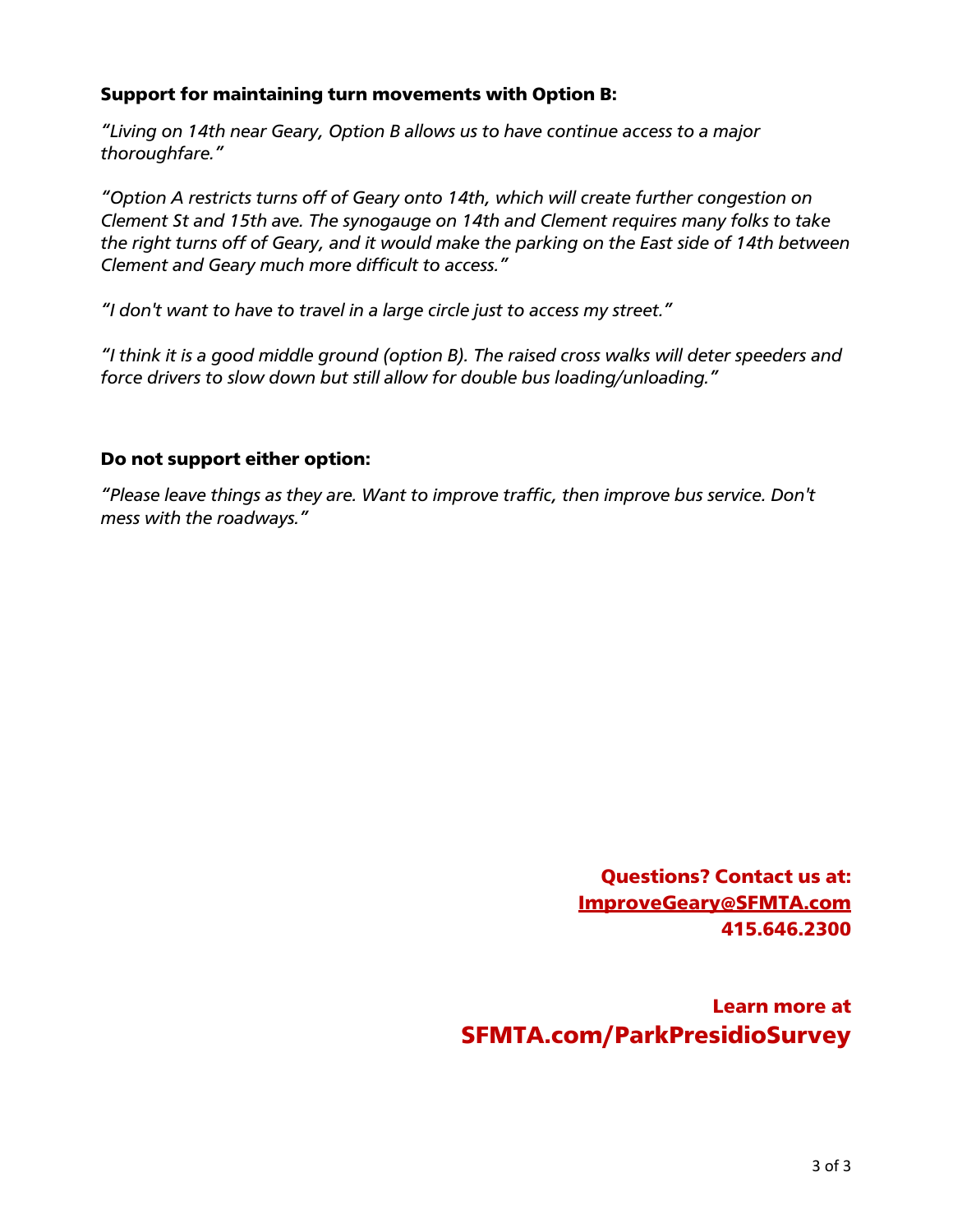**Support for maintaining turn movements with Option B:**

*"Living on 14th near Geary, Option B allows us to have continue access to a major thoroughfare."*

*"Option A restricts turns off of Geary onto 14th, which will create further congestion on Clement St and 15th ave. The synogauge on 14th and Clement requires many folks to take the right turns off of Geary, and it would make the parking on the East side of 14th between Clement and Geary much more difficult to access."*

*"I don't want to have to travel in a large circle just to access my street."*

*"I think it is a good middle ground (option B). The raised cross walks will deter speeders and force drivers to slow down but still allow for double bus loading/unloading."*

**Do not support either option:**

*"Please leave things as they are. Want to improve traffic, then improve bus service. Don't mess with the roadways."*

**Questions? Contact us at:**
**ImproveGeary@SFMTA.com**
**415.646.2300**

**Learn more at**
**SFMTA.com/ParkPresidioSurvey**